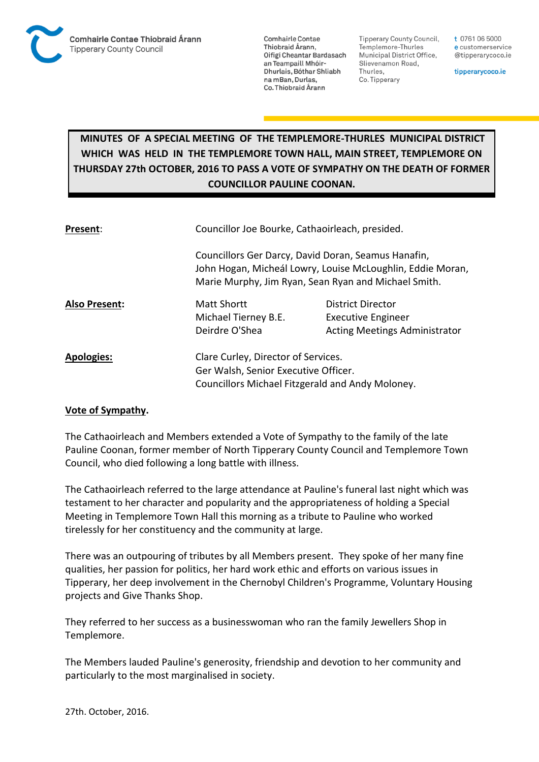Comhairle Contae Thiobraid Árann
Tipperary County Council

Comhairle Contae Thiobraid Árann, Oifigi Cheantar Bardasach an Teampaill Mhóir-Dhurlais, Bóthar Shliabh na mBan, Durlas, Co. Thiobraid Árann

Tipperary County Council, Templemore-Thurles Municipal District Office, Slievenamon Road, Thurles, Co. Tipperary

t 0761 06 5000
e customerservice@tipperarycoco.ie
tipperarycoco.ie

**MINUTES OF A SPECIAL MEETING OF THE TEMPLEMORE-THURLES MUNICIPAL DISTRICT WHICH WAS HELD IN THE TEMPLEMORE TOWN HALL, MAIN STREET, TEMPLEMORE ON THURSDAY 27th OCTOBER, 2016 TO PASS A VOTE OF SYMPATHY ON THE DEATH OF FORMER COUNCILLOR PAULINE COONAN.**

| | | |
|---|---|---|
| **Present**: | Councillor Joe Bourke, Cathaoirleach, presided. | |
| | Councillors Ger Darcy, David Doran, Seamus Hanafin, John Hogan, Micheál Lowry, Louise McLoughlin, Eddie Moran, Marie Murphy, Jim Ryan, Sean Ryan and Michael Smith. | |
| **Also Present:** | Matt Shortt | District Director |
| | Michael Tierney B.E. | Executive Engineer |
| | Deirdre O'Shea | Acting Meetings Administrator |
| **Apologies:** | Clare Curley, Director of Services. Ger Walsh, Senior Executive Officer. Councillors Michael Fitzgerald and Andy Moloney. | |

**Vote of Sympathy.**

The Cathaoirleach and Members extended a Vote of Sympathy to the family of the late Pauline Coonan, former member of North Tipperary County Council and Templemore Town Council, who died following a long battle with illness.

The Cathaoirleach referred to the large attendance at Pauline's funeral last night which was testament to her character and popularity and the appropriateness of holding a Special Meeting in Templemore Town Hall this morning as a tribute to Pauline who worked tirelessly for her constituency and the community at large.

There was an outpouring of tributes by all Members present. They spoke of her many fine qualities, her passion for politics, her hard work ethic and efforts on various issues in Tipperary, her deep involvement in the Chernobyl Children's Programme, Voluntary Housing projects and Give Thanks Shop.

They referred to her success as a businesswoman who ran the family Jewellers Shop in Templemore.

The Members lauded Pauline's generosity, friendship and devotion to her community and particularly to the most marginalised in society.

27th. October, 2016.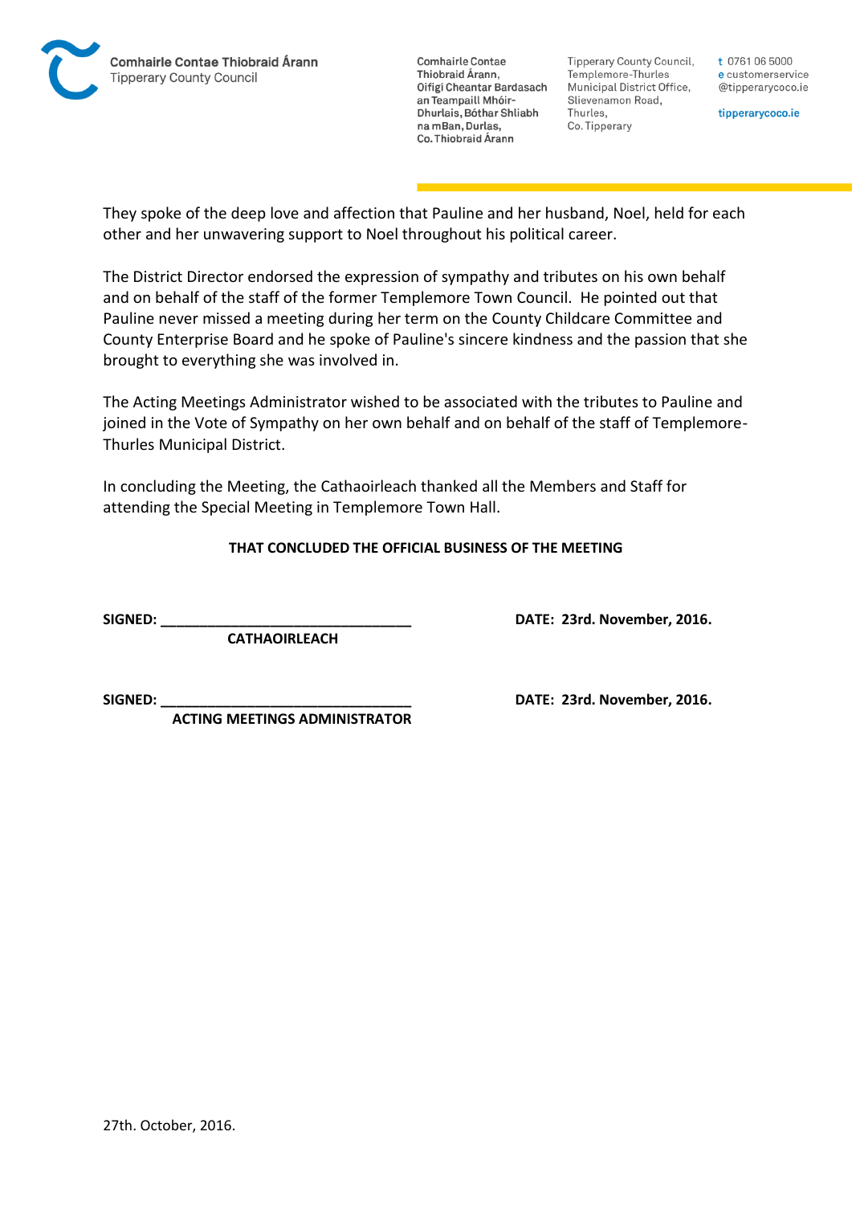They spoke of the deep love and affection that Pauline and her husband, Noel, held for each other and her unwavering support to Noel throughout his political career.

The District Director endorsed the expression of sympathy and tributes on his own behalf and on behalf of the staff of the former Templemore Town Council. He pointed out that Pauline never missed a meeting during her term on the County Childcare Committee and County Enterprise Board and he spoke of Pauline's sincere kindness and the passion that she brought to everything she was involved in.

The Acting Meetings Administrator wished to be associated with the tributes to Pauline and joined in the Vote of Sympathy on her own behalf and on behalf of the staff of Templemore-Thurles Municipal District.

In concluding the Meeting, the Cathaoirleach thanked all the Members and Staff for attending the Special Meeting in Templemore Town Hall.

**THAT CONCLUDED THE OFFICIAL BUSINESS OF THE MEETING**

**SIGNED: ________________________________** **DATE: 23rd. November, 2016.**
**CATHAOIRLEACH**

**SIGNED: ________________________________** **DATE: 23rd. November, 2016.**
**ACTING MEETINGS ADMINISTRATOR**

27th. October, 2016.